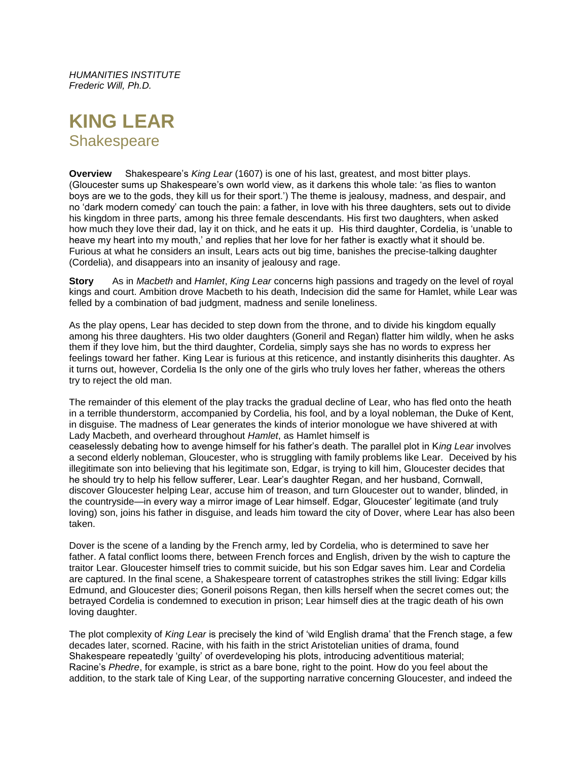*HUMANITIES INSTITUTE*
*Frederic Will, Ph.D.*

# KING LEAR

## Shakespeare

**Overview** Shakespeare's *King Lear* (1607) is one of his last, greatest, and most bitter plays. (Gloucester sums up Shakespeare's own world view, as it darkens this whole tale: 'as flies to wanton boys are we to the gods, they kill us for their sport.') The theme is jealousy, madness, and despair, and no 'dark modern comedy' can touch the pain: a father, in love with his three daughters, sets out to divide his kingdom in three parts, among his three female descendants. His first two daughters, when asked how much they love their dad, lay it on thick, and he eats it up. His third daughter, Cordelia, is 'unable to heave my heart into my mouth,' and replies that her love for her father is exactly what it should be. Furious at what he considers an insult, Lears acts out big time, banishes the precise-talking daughter (Cordelia), and disappears into an insanity of jealousy and rage.

**Story** As in *Macbeth* and *Hamlet*, *King Lear* concerns high passions and tragedy on the level of royal kings and court. Ambition drove Macbeth to his death, Indecision did the same for Hamlet, while Lear was felled by a combination of bad judgment, madness and senile loneliness.

As the play opens, Lear has decided to step down from the throne, and to divide his kingdom equally among his three daughters. His two older daughters (Goneril and Regan) flatter him wildly, when he asks them if they love him, but the third daughter, Cordelia, simply says she has no words to express her feelings toward her father. King Lear is furious at this reticence, and instantly disinherits this daughter. As it turns out, however, Cordelia Is the only one of the girls who truly loves her father, whereas the others try to reject the old man.

The remainder of this element of the play tracks the gradual decline of Lear, who has fled onto the heath in a terrible thunderstorm, accompanied by Cordelia, his fool, and by a loyal nobleman, the Duke of Kent, in disguise. The madness of Lear generates the kinds of interior monologue we have shivered at with Lady Macbeth, and overheard throughout *Hamlet*, as Hamlet himself is ceaselessly debating how to avenge himself for his father's death. The parallel plot in K*ing Lear* involves a second elderly nobleman, Gloucester, who is struggling with family problems like Lear. Deceived by his illegitimate son into believing that his legitimate son, Edgar, is trying to kill him, Gloucester decides that he should try to help his fellow sufferer, Lear. Lear's daughter Regan, and her husband, Cornwall, discover Gloucester helping Lear, accuse him of treason, and turn Gloucester out to wander, blinded, in the countryside—in every way a mirror image of Lear himself. Edgar, Gloucester' legitimate (and truly loving) son, joins his father in disguise, and leads him toward the city of Dover, where Lear has also been taken.

Dover is the scene of a landing by the French army, led by Cordelia, who is determined to save her father. A fatal conflict looms there, between French forces and English, driven by the wish to capture the traitor Lear. Gloucester himself tries to commit suicide, but his son Edgar saves him. Lear and Cordelia are captured. In the final scene, a Shakespeare torrent of catastrophes strikes the still living: Edgar kills Edmund, and Gloucester dies; Goneril poisons Regan, then kills herself when the secret comes out; the betrayed Cordelia is condemned to execution in prison; Lear himself dies at the tragic death of his own loving daughter.

The plot complexity of *King Lear* is precisely the kind of 'wild English drama' that the French stage, a few decades later, scorned. Racine, with his faith in the strict Aristotelian unities of drama, found Shakespeare repeatedly 'guilty' of overdeveloping his plots, introducing adventitious material; Racine's *Phedre*, for example, is strict as a bare bone, right to the point. How do you feel about the addition, to the stark tale of King Lear, of the supporting narrative concerning Gloucester, and indeed the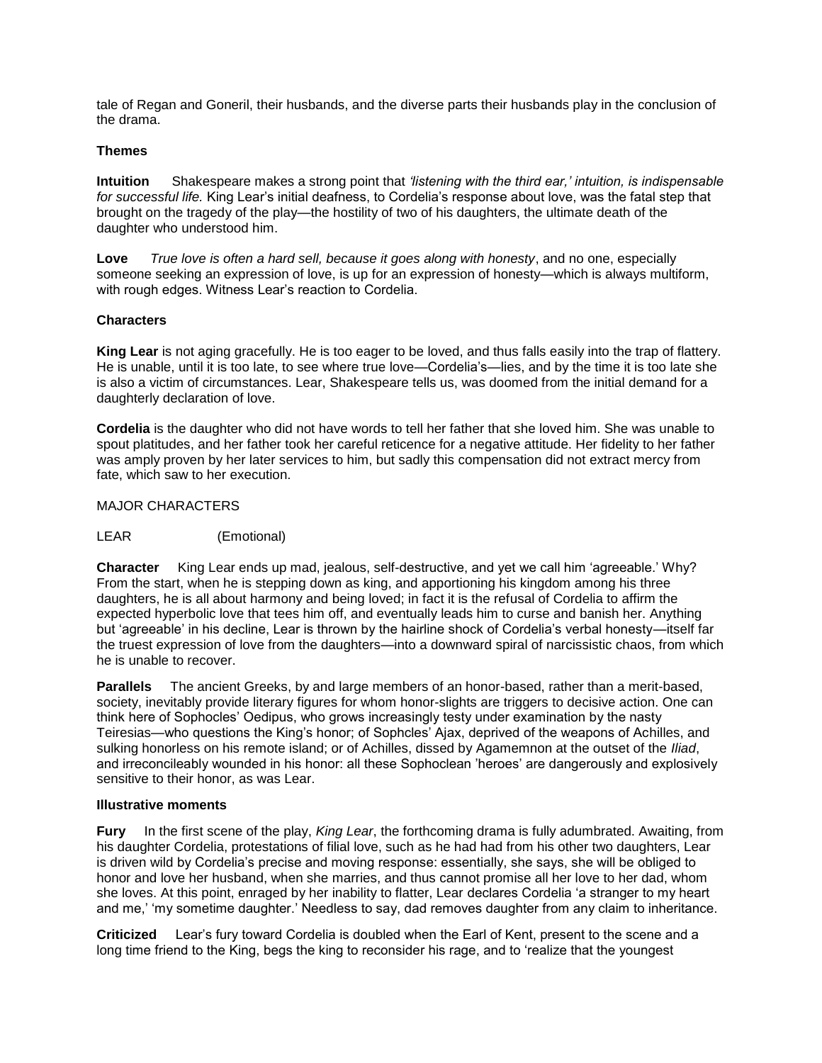tale of Regan and Goneril, their husbands, and the diverse parts their husbands play in the conclusion of the drama.

**Themes**

**Intuition** Shakespeare makes a strong point that *'listening with the third ear,' intuition, is indispensable for successful life.* King Lear's initial deafness, to Cordelia's response about love, was the fatal step that brought on the tragedy of the play—the hostility of two of his daughters, the ultimate death of the daughter who understood him.

**Love** *True love is often a hard sell, because it goes along with honesty*, and no one, especially someone seeking an expression of love, is up for an expression of honesty—which is always multiform, with rough edges. Witness Lear's reaction to Cordelia.

**Characters**

**King Lear** is not aging gracefully. He is too eager to be loved, and thus falls easily into the trap of flattery. He is unable, until it is too late, to see where true love—Cordelia's—lies, and by the time it is too late she is also a victim of circumstances. Lear, Shakespeare tells us, was doomed from the initial demand for a daughterly declaration of love.

**Cordelia** is the daughter who did not have words to tell her father that she loved him. She was unable to spout platitudes, and her father took her careful reticence for a negative attitude. Her fidelity to her father was amply proven by her later services to him, but sadly this compensation did not extract mercy from fate, which saw to her execution.

MAJOR CHARACTERS

LEAR (Emotional)

**Character** King Lear ends up mad, jealous, self-destructive, and yet we call him 'agreeable.' Why? From the start, when he is stepping down as king, and apportioning his kingdom among his three daughters, he is all about harmony and being loved; in fact it is the refusal of Cordelia to affirm the expected hyperbolic love that tees him off, and eventually leads him to curse and banish her. Anything but 'agreeable' in his decline, Lear is thrown by the hairline shock of Cordelia's verbal honesty—itself far the truest expression of love from the daughters—into a downward spiral of narcissistic chaos, from which he is unable to recover.

**Parallels** The ancient Greeks, by and large members of an honor-based, rather than a merit-based, society, inevitably provide literary figures for whom honor-slights are triggers to decisive action. One can think here of Sophocles' Oedipus, who grows increasingly testy under examination by the nasty Teiresias—who questions the King's honor; of Sophcles' Ajax, deprived of the weapons of Achilles, and sulking honorless on his remote island; or of Achilles, dissed by Agamemnon at the outset of the *Iliad*, and irreconcileably wounded in his honor: all these Sophoclean 'heroes' are dangerously and explosively sensitive to their honor, as was Lear.

**Illustrative moments**

**Fury** In the first scene of the play, *King Lear*, the forthcoming drama is fully adumbrated. Awaiting, from his daughter Cordelia, protestations of filial love, such as he had had from his other two daughters, Lear is driven wild by Cordelia's precise and moving response: essentially, she says, she will be obliged to honor and love her husband, when she marries, and thus cannot promise all her love to her dad, whom she loves. At this point, enraged by her inability to flatter, Lear declares Cordelia 'a stranger to my heart and me,' 'my sometime daughter.' Needless to say, dad removes daughter from any claim to inheritance.

**Criticized** Lear's fury toward Cordelia is doubled when the Earl of Kent, present to the scene and a long time friend to the King, begs the king to reconsider his rage, and to 'realize that the youngest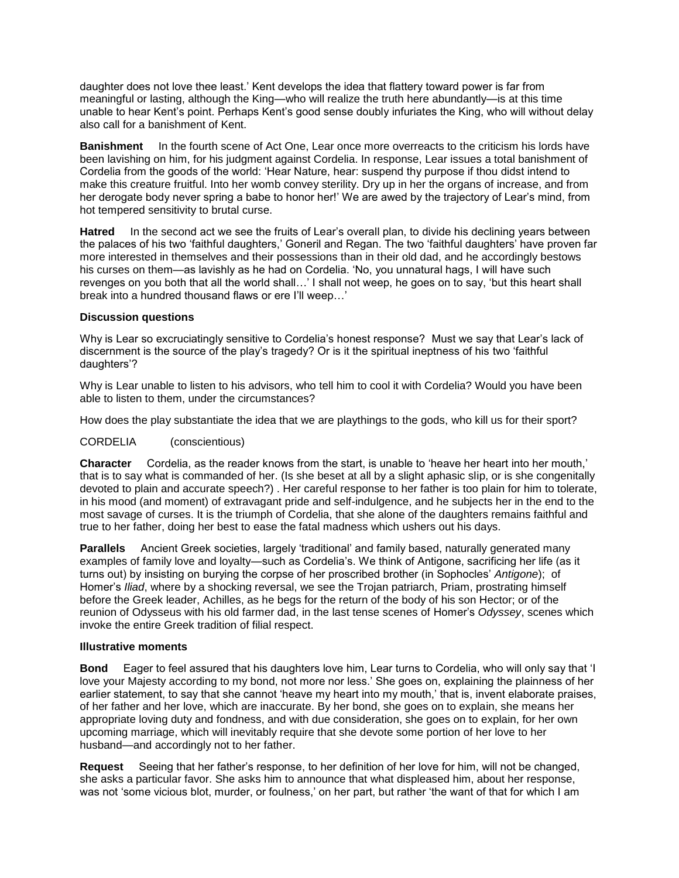daughter does not love thee least.' Kent develops the idea that flattery toward power is far from meaningful or lasting, although the King—who will realize the truth here abundantly—is at this time unable to hear Kent's point. Perhaps Kent's good sense doubly infuriates the King, who will without delay also call for a banishment of Kent.

**Banishment** In the fourth scene of Act One, Lear once more overreacts to the criticism his lords have been lavishing on him, for his judgment against Cordelia. In response, Lear issues a total banishment of Cordelia from the goods of the world: 'Hear Nature, hear: suspend thy purpose if thou didst intend to make this creature fruitful. Into her womb convey sterility. Dry up in her the organs of increase, and from her derogate body never spring a babe to honor her!' We are awed by the trajectory of Lear's mind, from hot tempered sensitivity to brutal curse.

**Hatred** In the second act we see the fruits of Lear's overall plan, to divide his declining years between the palaces of his two 'faithful daughters,' Goneril and Regan. The two 'faithful daughters' have proven far more interested in themselves and their possessions than in their old dad, and he accordingly bestows his curses on them—as lavishly as he had on Cordelia. 'No, you unnatural hags, I will have such revenges on you both that all the world shall…' I shall not weep, he goes on to say, 'but this heart shall break into a hundred thousand flaws or ere I'll weep…'

**Discussion questions**

Why is Lear so excruciatingly sensitive to Cordelia's honest response? Must we say that Lear's lack of discernment is the source of the play's tragedy? Or is it the spiritual ineptness of his two 'faithful daughters'?

Why is Lear unable to listen to his advisors, who tell him to cool it with Cordelia? Would you have been able to listen to them, under the circumstances?

How does the play substantiate the idea that we are playthings to the gods, who kill us for their sport?

CORDELIA (conscientious)

**Character** Cordelia, as the reader knows from the start, is unable to 'heave her heart into her mouth,' that is to say what is commanded of her. (Is she beset at all by a slight aphasic slip, or is she congenitally devoted to plain and accurate speech?) . Her careful response to her father is too plain for him to tolerate, in his mood (and moment) of extravagant pride and self-indulgence, and he subjects her in the end to the most savage of curses. It is the triumph of Cordelia, that she alone of the daughters remains faithful and true to her father, doing her best to ease the fatal madness which ushers out his days.

**Parallels** Ancient Greek societies, largely 'traditional' and family based, naturally generated many examples of family love and loyalty—such as Cordelia's. We think of Antigone, sacrificing her life (as it turns out) by insisting on burying the corpse of her proscribed brother (in Sophocles' *Antigone*); of Homer's *Iliad*, where by a shocking reversal, we see the Trojan patriarch, Priam, prostrating himself before the Greek leader, Achilles, as he begs for the return of the body of his son Hector; or of the reunion of Odysseus with his old farmer dad, in the last tense scenes of Homer's *Odyssey*, scenes which invoke the entire Greek tradition of filial respect.

**Illustrative moments**

**Bond** Eager to feel assured that his daughters love him, Lear turns to Cordelia, who will only say that 'I love your Majesty according to my bond, not more nor less.' She goes on, explaining the plainness of her earlier statement, to say that she cannot 'heave my heart into my mouth,' that is, invent elaborate praises, of her father and her love, which are inaccurate. By her bond, she goes on to explain, she means her appropriate loving duty and fondness, and with due consideration, she goes on to explain, for her own upcoming marriage, which will inevitably require that she devote some portion of her love to her husband—and accordingly not to her father.

**Request** Seeing that her father's response, to her definition of her love for him, will not be changed, she asks a particular favor. She asks him to announce that what displeased him, about her response, was not 'some vicious blot, murder, or foulness,' on her part, but rather 'the want of that for which I am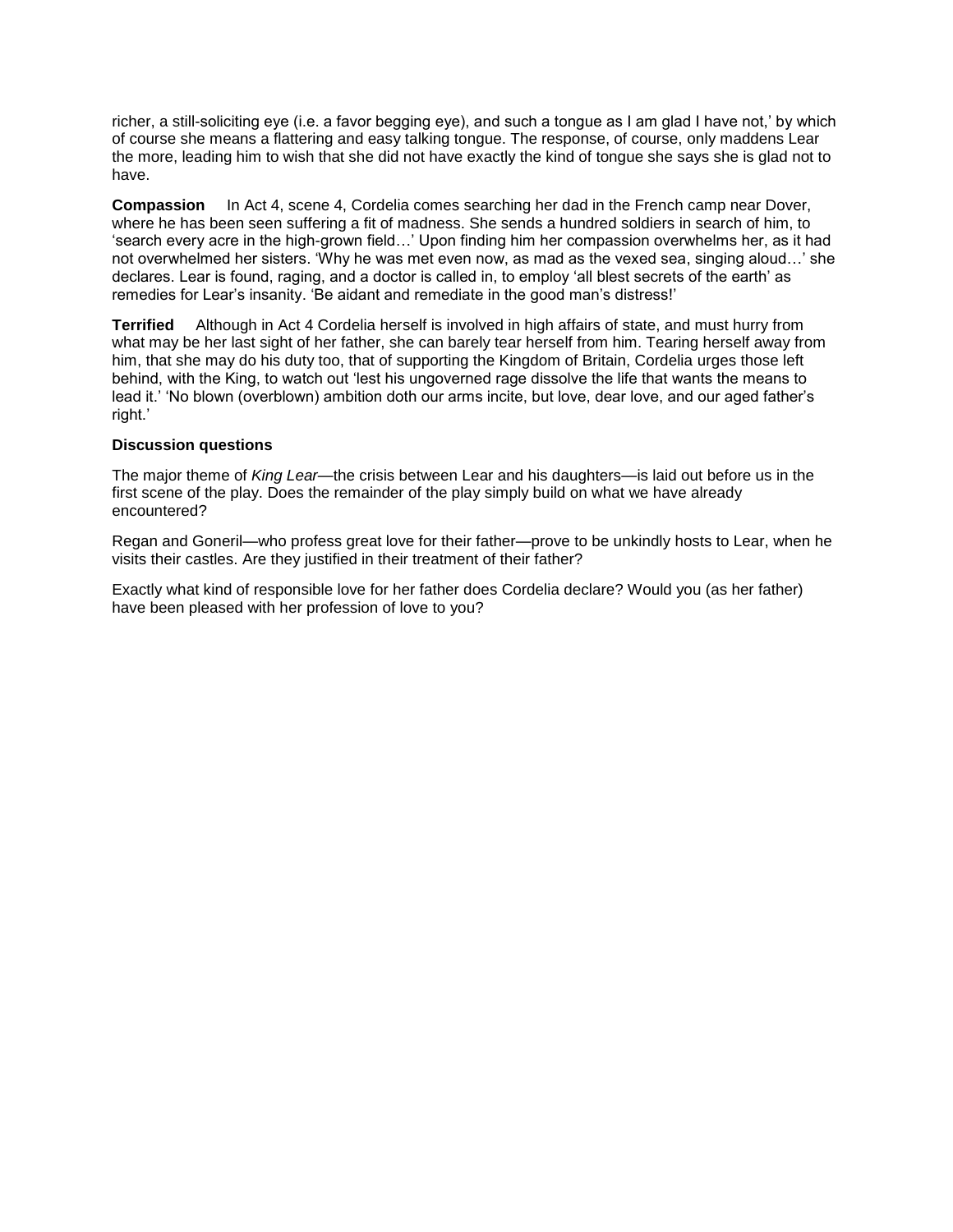richer, a still-soliciting eye (i.e. a favor begging eye), and such a tongue as I am glad I have not,' by which of course she means a flattering and easy talking tongue. The response, of course, only maddens Lear the more, leading him to wish that she did not have exactly the kind of tongue she says she is glad not to have.

**Compassion** In Act 4, scene 4, Cordelia comes searching her dad in the French camp near Dover, where he has been seen suffering a fit of madness. She sends a hundred soldiers in search of him, to 'search every acre in the high-grown field…' Upon finding him her compassion overwhelms her, as it had not overwhelmed her sisters. 'Why he was met even now, as mad as the vexed sea, singing aloud…' she declares. Lear is found, raging, and a doctor is called in, to employ 'all blest secrets of the earth' as remedies for Lear's insanity. 'Be aidant and remediate in the good man's distress!'

**Terrified** Although in Act 4 Cordelia herself is involved in high affairs of state, and must hurry from what may be her last sight of her father, she can barely tear herself from him. Tearing herself away from him, that she may do his duty too, that of supporting the Kingdom of Britain, Cordelia urges those left behind, with the King, to watch out 'lest his ungoverned rage dissolve the life that wants the means to lead it.' 'No blown (overblown) ambition doth our arms incite, but love, dear love, and our aged father's right.'

**Discussion questions**

The major theme of *King Lear*—the crisis between Lear and his daughters—is laid out before us in the first scene of the play. Does the remainder of the play simply build on what we have already encountered?

Regan and Goneril—who profess great love for their father—prove to be unkindly hosts to Lear, when he visits their castles. Are they justified in their treatment of their father?

Exactly what kind of responsible love for her father does Cordelia declare? Would you (as her father) have been pleased with her profession of love to you?